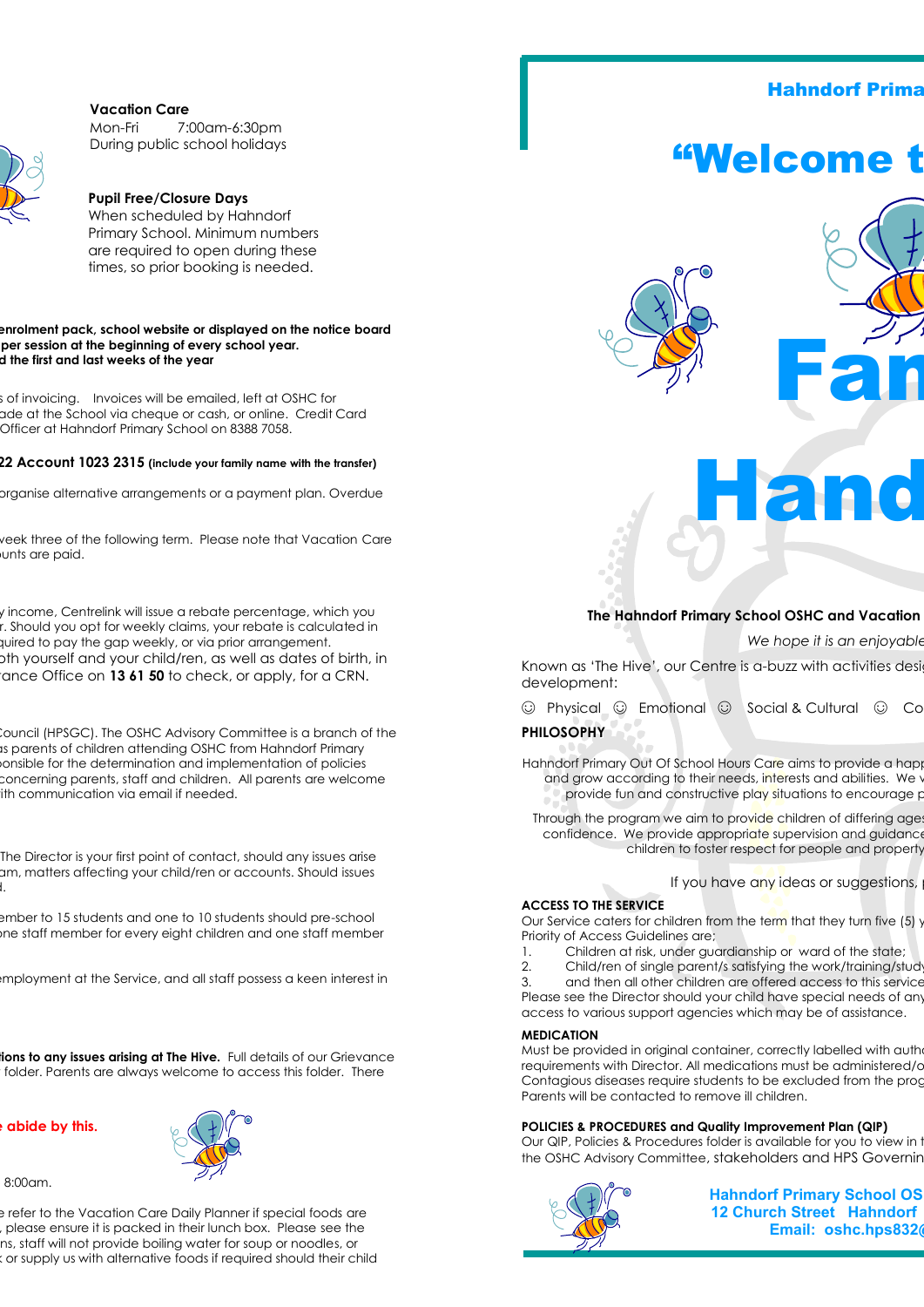**Vacation Care**
Mon-Fri 7:00am-6:30pm
During public school holidays

**Pupil Free/Closure Days**
When scheduled by Hahndorf Primary School. Minimum numbers are required to open during these times, so prior booking is needed.

**enrolment pack, school website or displayed on the notice board**
**per session at the beginning of every school year.**
**d the first and last weeks of the year**

s of invoicing. Invoices will be emailed, left at OSHC for
ade at the School via cheque or cash, or online. Credit Card
Officer at Hahndorf Primary School on 8388 7058.

**22 Account 1023 2315** **(include your family name with the transfer)**

organise alternative arrangements or a payment plan. Overdue

veek three of the following term. Please note that Vacation Care
unts are paid.

y income, Centrelink will issue a rebate percentage, which you
r. Should you opt for weekly claims, your rebate is calculated in
quired to pay the gap weekly, or via prior arrangement.
oth yourself and your child/ren, as well as dates of birth, in
rance Office on **13 61 50** to check, or apply, for a CRN.

Council (HPSGC). The OSHC Advisory Committee is a branch of the
as parents of children attending OSHC from Hahndorf Primary
onsible for the determination and implementation of policies
concerning parents, staff and children. All parents are welcome
ith communication via email if needed.

The Director is your first point of contact, should any issues arise
am, matters affecting your child/ren or accounts. Should issues
l.

ember to 15 students and one to 10 students should pre-school
one staff member for every eight children and one staff member

employment at the Service, and all staff possess a keen interest in

**tions to any issues arising at The Hive.** Full details of our Grievance
folder. Parents are always welcome to access this folder. There

**e abide by this.**

8:00am.

e refer to the Vacation Care Daily Planner if special foods are
, please ensure it is packed in their lunch box. Please see the
ns, staff will not provide boiling water for soup or noodles, or
 or supply us with alternative foods if required should their child

**Hahndorf Prima**

# "Welcome t

# Fam

# Hand

**The Hahndorf Primary School OSHC and Vacation**

*We hope it is an enjoyable*

Known as 'The Hive', our Centre is a-buzz with activities desig
development:

☺ Physical ☺ Emotional ☺ Social & Cultural ☺ Co

**PHILOSOPHY**

Hahndorf Primary Out Of School Hours Care aims to provide a happ
and grow according to their needs, interests and abilities. We v
provide fun and constructive play situations to encourage p

Through the program we aim to provide children of differing ages
confidence. We provide appropriate supervision and guidance
children to foster respect for people and property

If you have any ideas or suggestions, p

**ACCESS TO THE SERVICE**

Our Service caters for children from the term that they turn five (5) y
Priority of Access Guidelines are;

1. Children at risk, under guardianship or ward of the state;
2. Child/ren of single parent/s satisfying the work/training/study
3. and then all other children are offered access to this service

Please see the Director should your child have special needs of any
access to various support agencies which may be of assistance.

**MEDICATION**

Must be provided in original container, correctly labelled with autho
requirements with Director. All medications must be administered/o
Contagious diseases require students to be excluded from the prog
Parents will be contacted to remove ill children.

**POLICIES & PROCEDURES and Quality Improvement Plan (QIP)**

Our QIP, Policies & Procedures folder is available for you to view in t
the OSHC Advisory Committee, stakeholders and HPS Governin

**Hahndorf Primary School OS**
**12 Church Street Hahndorf**
**Email: oshc.hps832@**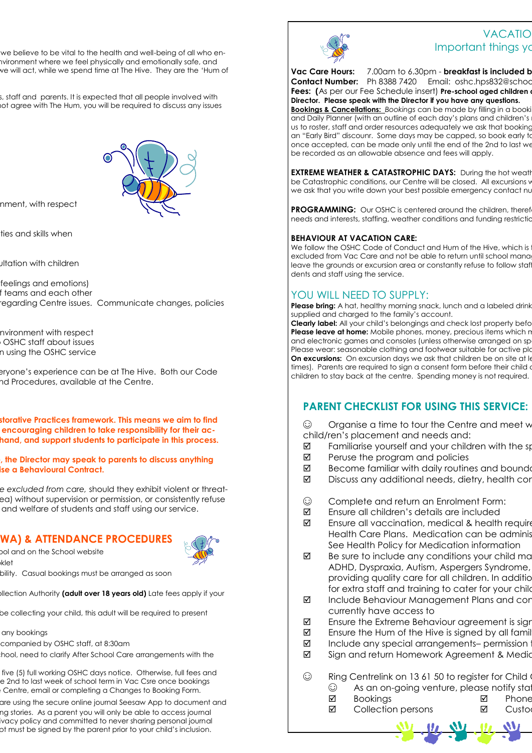we believe to be vital to the health and well-being of all who en-
nvironment where we feel physically and emotionally safe, and
we will act, while we spend time at The Hive. They are the 'Hum of

s, staff and parents. It is expected that all people involved with
not agree with The Hum, you will be required to discuss any issues

nment, with respect

ties and skills when

ultation with children

feelings and emotions)
f teams and each other
regarding Centre issues. Communicate changes, policies

nvironment with respect
OSHC staff about issues
n using the OSHC service

eryone's experience can be at The Hive. Both our Code
nd Procedures, available at the Centre.

**storative Practices framework. This means we aim to find encouraging children to take responsibility for their ac- hand, and support students to participate in this process.**

**, the Director may speak to parents to discuss anything ise a Behavioural Contract.**

*e excluded from care,* should they exhibit violent or threat-
ea) without supervision or permission, or consistently refuse
and welfare of students and staff using our service.

## WA) & ATTENDANCE PROCEDURES

ool and on the School website
oklet
bility. Casual bookings must be arranged as soon

ollection Authority **(adult over 18 years old)** Late fees apply if your

be collecting your child, this adult will be required to present

any bookings
companied by OSHC staff, at 8:30am
hool, need to clarify After School Care arrangements with the

five (5) full working OSHC days notice. Otherwise, full fees and
e 2nd to last week of school term in Vac Csre once bookings
Centre, email or completing a Changes to Booking Form.

are using the secure online journal Seesaw App to document and
ng stories. As a parent you will only be able to access journal
ivacy policy and committed to never sharing personal journal
ot must be signed by the parent prior to your child's inclusion.

## VACATIO
Important things yo

**Vac Care Hours:** 7.00am to 6.30pm - **breakfast is included b**
**Contact Number:** Ph 8388 7420 Email: oshc.hps832@schoo
**Fees:** (As per our Fee Schedule insert) **Pre-school aged children c Director. Please speak with the Director if you have any questions.**
***Bookings & Cancellations:*** *Bookings* can be made by filling in a booki and Daily Planner (with an outline of each day's plans and children's r us to roster, staff and order resources adequately we ask that booking an "Early Bird" discounr. Some days may be capped, so book early to once accepted, can be made only until the end of the 2nd to last we be recorded as an allowable absence and fees will apply.

**EXTREME WEATHER & CATASTROPHIC DAYS:** During the hot weath be Catastrophic conditions, our Centre will be closed. All excursions w we ask that you write down your best possible emergency contact nu

**PROGRAMMING:** Our OSHC is centered around the children, theref needs and interests, staffing, weather conditions and funding restrictio

**BEHAVIOUR AT VACATION CARE:**
We follow the OSHC Code of Conduct and Hum of the Hive, which is t excluded from Vac Care and not be able to return until school mana leave the grounds or excursion area or constantly refuse to follow staf dents and staff using the service.

## YOU WILL NEED TO SUPPLY:

**Please bring:** A hat, healthy morning snack, lunch and a labeled drink supplied and charged to the family's account.
**Clearly label:** All your child's belongings and check lost property befo
**Please leave at home:** Mobile phones, money, precious items which m and electronic games and consoles (unless otherwise arranged on spe Please wear: seasonable clothing and footwear suitable for active pla
**On excursions:** On excursion days we ask that children be on site at le times). Parents are required to sign a consent form before their child c children to stay back at the centre. Spending money is not required.

## PARENT CHECKLIST FOR USING THIS SERVICE:

☺ Organise a time to tour the Centre and meet w child/ren's placement and needs and:
- ☑ Familiarise yourself and your children with the sp
- ☑ Peruse the program and policies
- ☑ Become familiar with daily routines and bounda
- ☑ Discuss any additional needs, dietry, health cor

☺ Complete and return an Enrolment Form:
- ☑ Ensure all children's details are included
- ☑ Ensure all vaccination, medical & health require Health Care Plans. Medication can be adminis See Health Policy for Medication information
- ☑ Be sure to include any conditions your child ma ADHD, Dyspraxia, Autism, Aspergers Syndrome, providing quality care for all children. In additio for extra staff and training to cater for your child
- ☑ Include Behaviour Management Plans and cor currently have access to
- ☑ Ensure the Extreme Behaviour agreement is sign
- ☑ Ensure the Hum of the Hive is signed by all famil
- ☑ Include any special arrangements– permission f
- ☑ Sign and return Homework Agreement & Medic

☺ Ring Centrelink on 13 61 50 to register for Child C
- ☺ As an on-going venture, please notify stat
  - ☑ Bookings ☑ Phone
  - ☑ Collection persons ☑ Custo